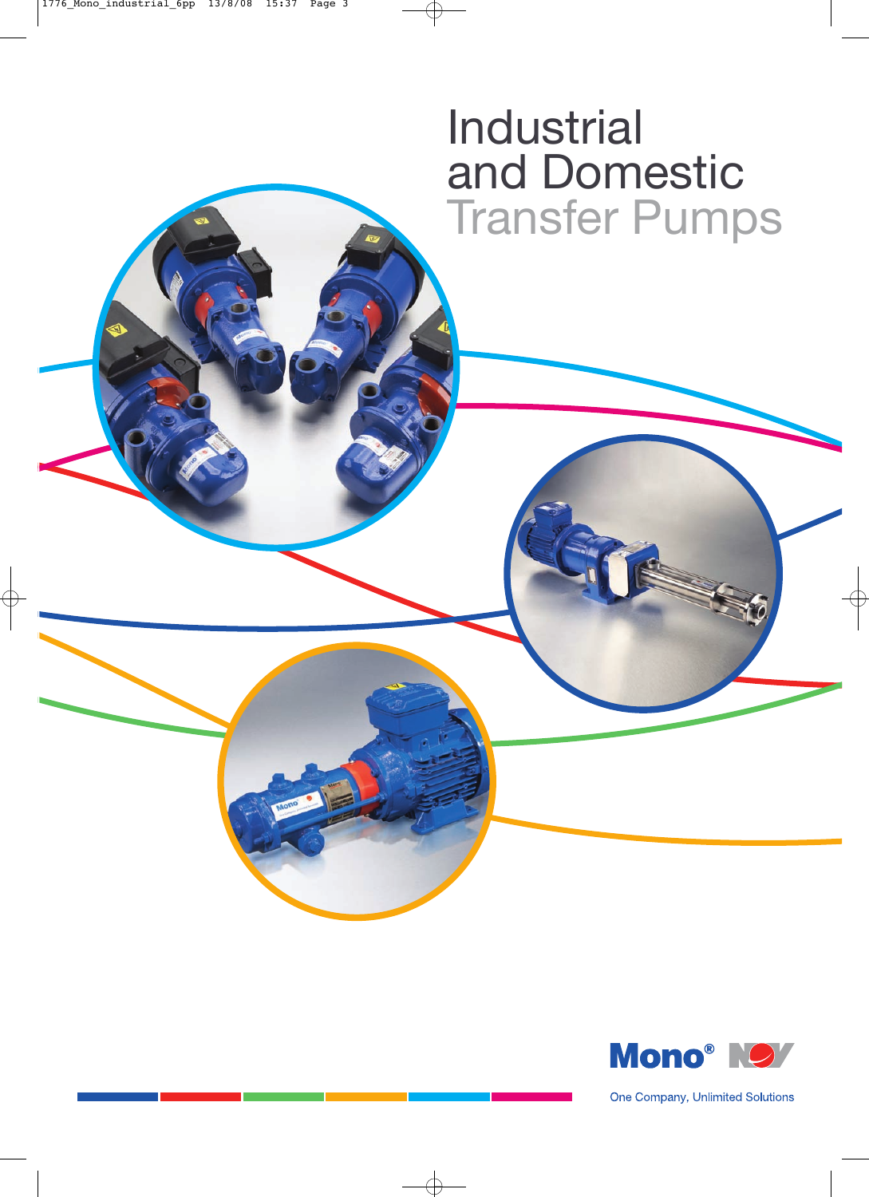# Industrial and Domestic Transfer Pumps

Mono® NOV

One Company, Unlimited Solutions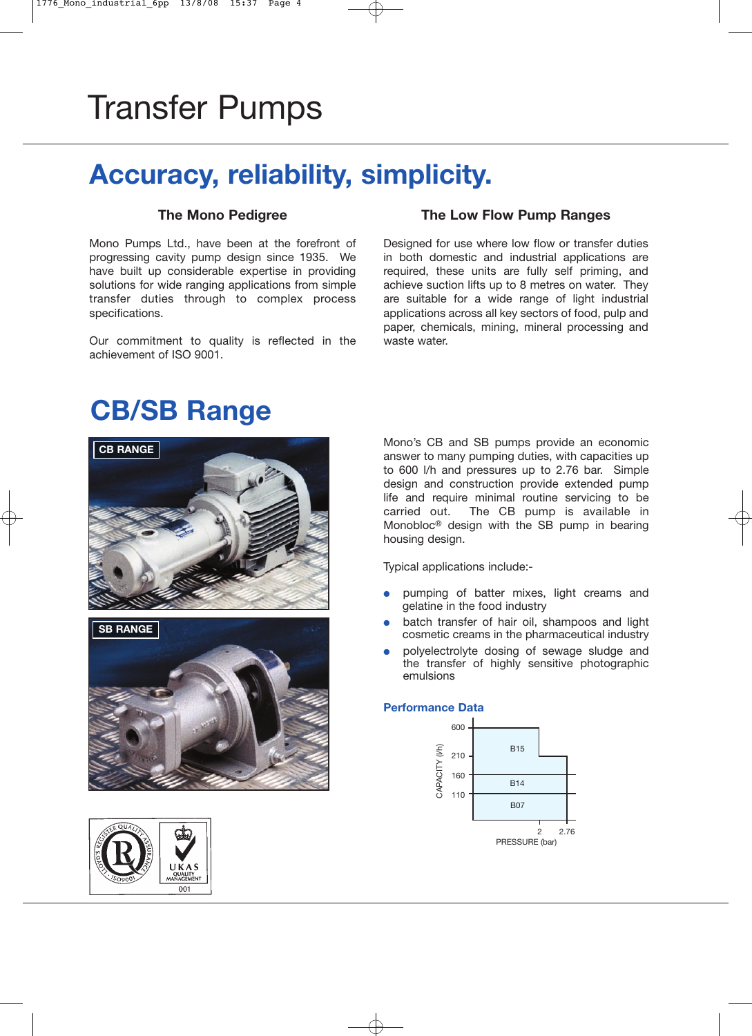# Transfer Pumps

## Accuracy, reliability, simplicity.

### The Mono Pedigree

Mono Pumps Ltd., have been at the forefront of progressing cavity pump design since 1935. We have built up considerable expertise in providing solutions for wide ranging applications from simple transfer duties through to complex process specifications.

Our commitment to quality is reflected in the achievement of ISO 9001.

### The Low Flow Pump Ranges

Designed for use where low flow or transfer duties in both domestic and industrial applications are required, these units are fully self priming, and achieve suction lifts up to 8 metres on water. They are suitable for a wide range of light industrial applications across all key sectors of food, pulp and paper, chemicals, mining, mineral processing and waste water.

## CB/SB Range

CB RANGE

SB RANGE

Mono's CB and SB pumps provide an economic answer to many pumping duties, with capacities up to 600 l/h and pressures up to 2.76 bar. Simple design and construction provide extended pump life and require minimal routine servicing to be carried out. The CB pump is available in Monobloc® design with the SB pump in bearing housing design.

Typical applications include:-

- pumping of batter mixes, light creams and gelatine in the food industry
- batch transfer of hair oil, shampoos and light cosmetic creams in the pharmaceutical industry
- polyelectrolyte dosing of sewage sludge and the transfer of highly sensitive photographic emulsions

### Performance Data

| Model | Capacity (l/h) | Pressure (bar) |
|---|---|---|
| B15 | 210 – 600 | up to 2 (up to 2.76 at 210 l/h) |
| B14 | 110 – 160 | up to 2.76 |
| B07 | up to 110 | up to 2.76 |

CAPACITY (l/h) / PRESSURE (bar)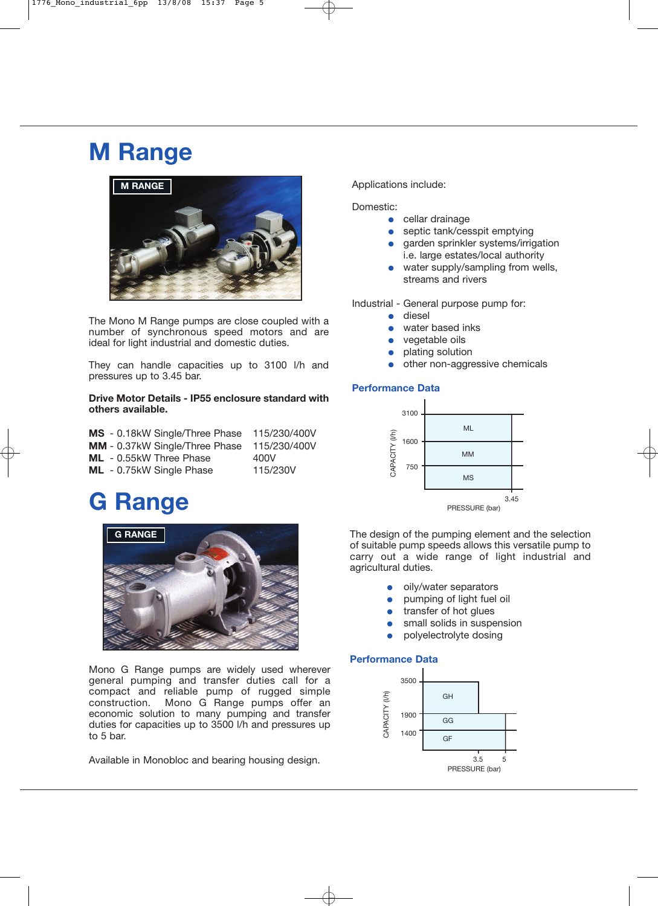# M Range

The Mono M Range pumps are close coupled with a number of synchronous speed motors and are ideal for light industrial and domestic duties.

They can handle capacities up to 3100 l/h and pressures up to 3.45 bar.

**Drive Motor Details - IP55 enclosure standard with others available.**

| | | |
|---|---|---|
| **MS** | - 0.18kW Single/Three Phase | 115/230/400V |
| **MM** | - 0.37kW Single/Three Phase | 115/230/400V |
| **ML** | - 0.55kW Three Phase | 400V |
| **ML** | - 0.75kW Single Phase | 115/230V |

Applications include:

Domestic:

- cellar drainage
- septic tank/cesspit emptying
- garden sprinkler systems/irrigation i.e. large estates/local authority
- water supply/sampling from wells, streams and rivers

Industrial - General purpose pump for:

- diesel
- water based inks
- vegetable oils
- plating solution
- other non-aggressive chemicals

### Performance Data

| Model | Capacity (l/h) | Pressure (bar) |
|---|---|---|
| ML | 1600 – 3100 | 3.45 |
| MM | 750 – 1600 | 3.45 |
| MS | up to 750 | 3.45 |

# G Range

Mono G Range pumps are widely used wherever general pumping and transfer duties call for a compact and reliable pump of rugged simple construction. Mono G Range pumps offer an economic solution to many pumping and transfer duties for capacities up to 3500 l/h and pressures up to 5 bar.

Available in Monobloc and bearing housing design.

The design of the pumping element and the selection of suitable pump speeds allows this versatile pump to carry out a wide range of light industrial and agricultural duties.

- oily/water separators
- pumping of light fuel oil
- transfer of hot glues
- small solids in suspension
- polyelectrolyte dosing

### Performance Data

| Model | Capacity (l/h) | Pressure (bar) |
|---|---|---|
| GH | 1900 – 3500 | 3.5 |
| GG | 1400 – 1900 | 5 |
| GF | up to 1400 | 5 |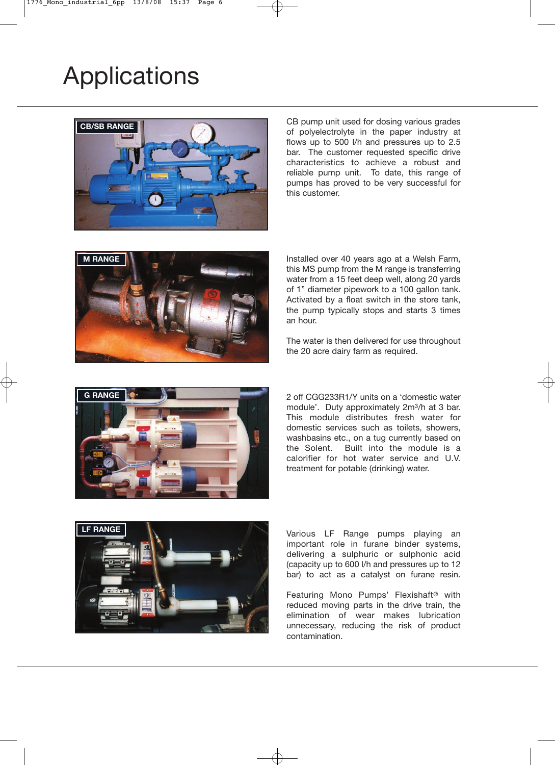# Applications

CB/SB RANGE

CB pump unit used for dosing various grades of polyelectrolyte in the paper industry at flows up to 500 l/h and pressures up to 2.5 bar. The customer requested specific drive characteristics to achieve a robust and reliable pump unit. To date, this range of pumps has proved to be very successful for this customer.

M RANGE

Installed over 40 years ago at a Welsh Farm, this MS pump from the M range is transferring water from a 15 feet deep well, along 20 yards of 1" diameter pipework to a 100 gallon tank. Activated by a float switch in the store tank, the pump typically stops and starts 3 times an hour.

The water is then delivered for use throughout the 20 acre dairy farm as required.

G RANGE

2 off CGG233R1/Y units on a 'domestic water module'. Duty approximately 2m$^3$/h at 3 bar. This module distributes fresh water for domestic services such as toilets, showers, washbasins etc., on a tug currently based on the Solent. Built into the module is a calorifier for hot water service and U.V. treatment for potable (drinking) water.

LF RANGE

Various LF Range pumps playing an important role in furane binder systems, delivering a sulphuric or sulphonic acid (capacity up to 600 l/h and pressures up to 12 bar) to act as a catalyst on furane resin.

Featuring Mono Pumps' Flexishaft® with reduced moving parts in the drive train, the elimination of wear makes lubrication unnecessary, reducing the risk of product contamination.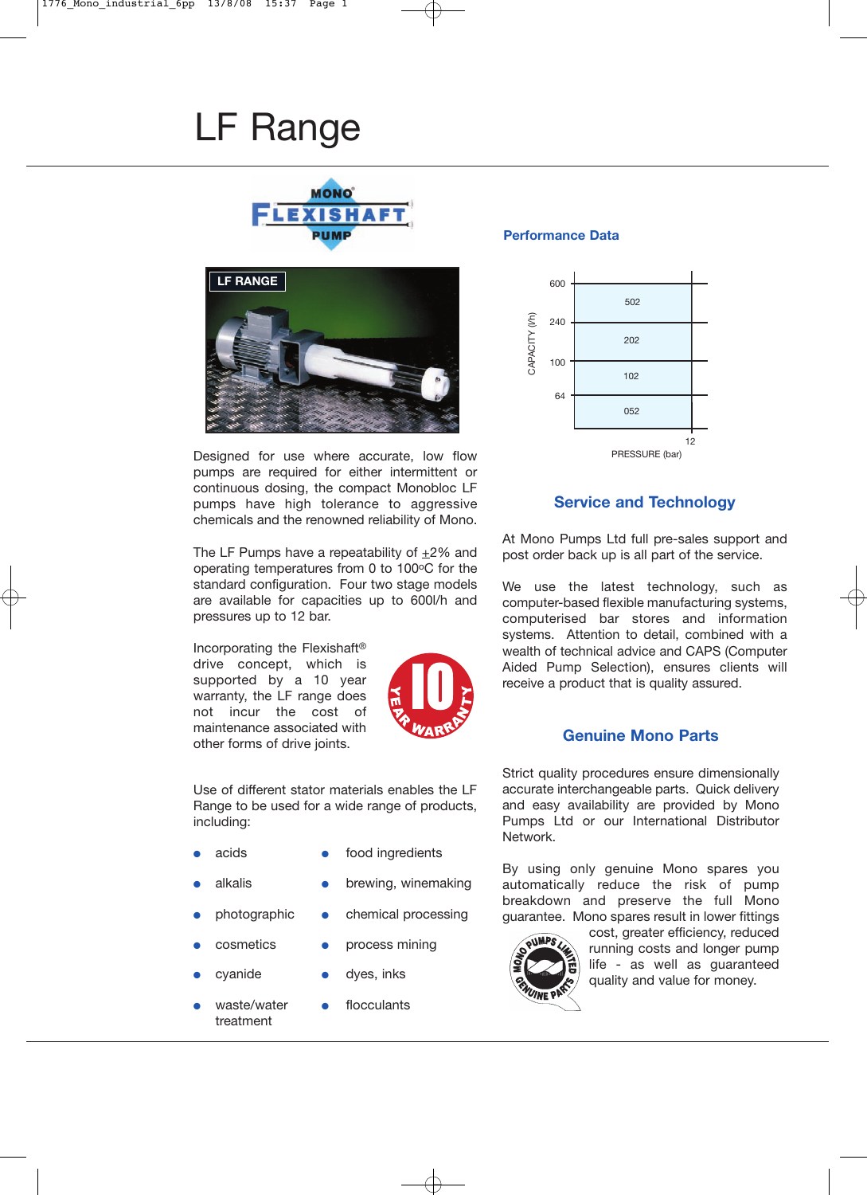# LF Range

Designed for use where accurate, low flow pumps are required for either intermittent or continuous dosing, the compact Monobloc LF pumps have high tolerance to aggressive chemicals and the renowned reliability of Mono.

The LF Pumps have a repeatability of ±2% and operating temperatures from 0 to 100°C for the standard configuration. Four two stage models are available for capacities up to 600l/h and pressures up to 12 bar.

Incorporating the Flexishaft® drive concept, which is supported by a 10 year warranty, the LF range does not incur the cost of maintenance associated with other forms of drive joints.

Use of different stator materials enables the LF Range to be used for a wide range of products, including:

- acids
- alkalis
- photographic
- cosmetics
- cyanide
- waste/water treatment
- food ingredients
- brewing, winemaking
- chemical processing
- process mining
- dyes, inks
- flocculants

## Performance Data

| Capacity (l/h) | Model | Pressure (bar) |
|---|---|---|
| 240–600 | 502 | 12 |
| 100–240 | 202 | 12 |
| 64–100 | 102 | 12 |
| 0–64 | 052 | 12 |

## Service and Technology

At Mono Pumps Ltd full pre-sales support and post order back up is all part of the service.

We use the latest technology, such as computer-based flexible manufacturing systems, computerised bar stores and information systems. Attention to detail, combined with a wealth of technical advice and CAPS (Computer Aided Pump Selection), ensures clients will receive a product that is quality assured.

## Genuine Mono Parts

Strict quality procedures ensure dimensionally accurate interchangeable parts. Quick delivery and easy availability are provided by Mono Pumps Ltd or our International Distributor Network.

By using only genuine Mono spares you automatically reduce the risk of pump breakdown and preserve the full Mono guarantee. Mono spares result in lower fittings cost, greater efficiency, reduced running costs and longer pump life - as well as guaranteed quality and value for money.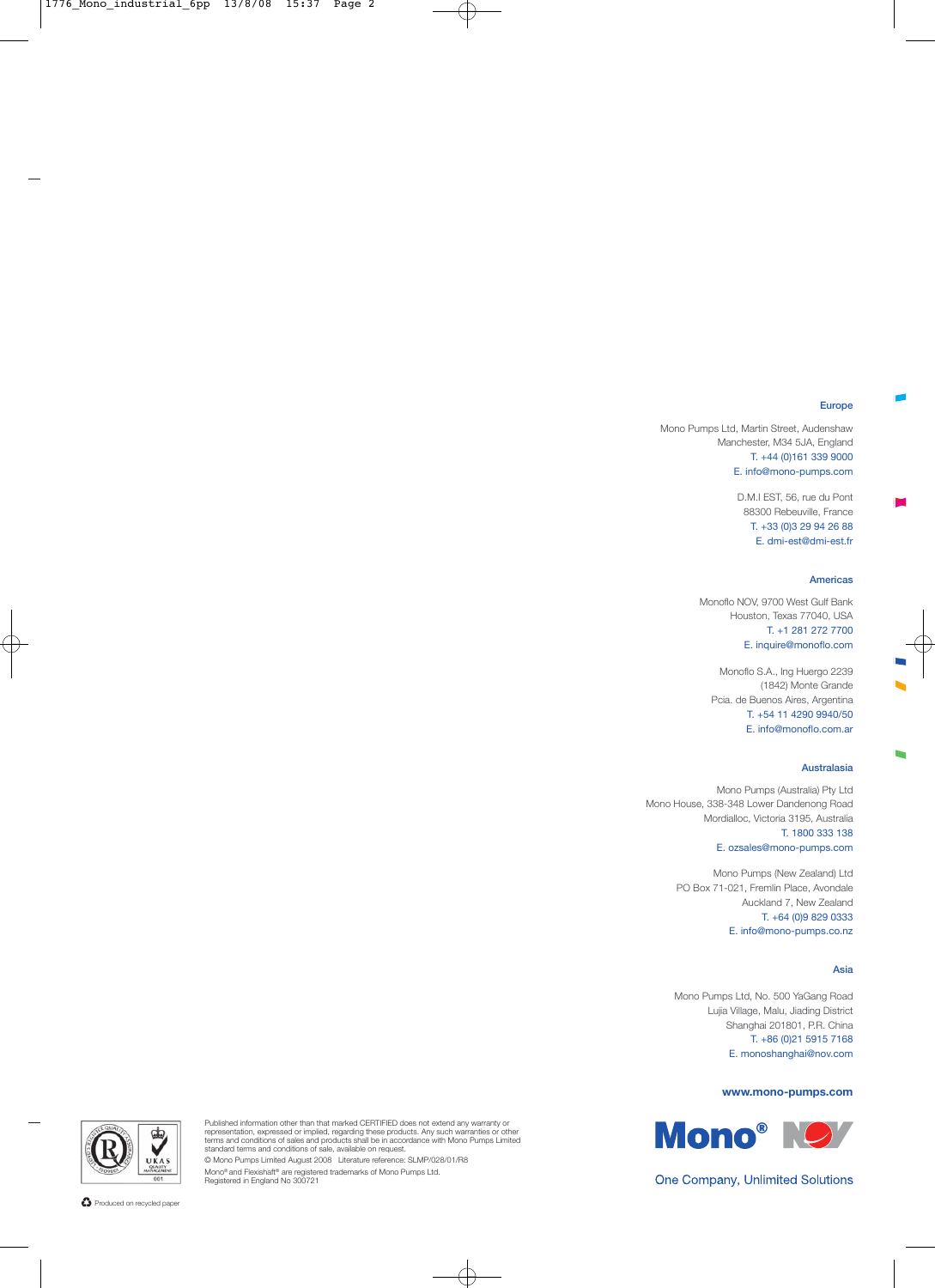## Europe

Mono Pumps Ltd, Martin Street, Audenshaw
Manchester, M34 5JA, England
T. +44 (0)161 339 9000
E. info@mono-pumps.com

D.M.I EST, 56, rue du Pont
88300 Rebeuville, France
T. +33 (0)3 29 94 26 88
E. dmi-est@dmi-est.fr

## Americas

Monoflo NOV, 9700 West Gulf Bank
Houston, Texas 77040, USA
T. +1 281 272 7700
E. inquire@monoflo.com

Monoflo S.A., Ing Huergo 2239
(1842) Monte Grande
Pcia. de Buenos Aires, Argentina
T. +54 11 4290 9940/50
E. info@monoflo.com.ar

## Australasia

Mono Pumps (Australia) Pty Ltd
Mono House, 338-348 Lower Dandenong Road
Mordialloc, Victoria 3195, Australia
T. 1800 333 138
E. ozsales@mono-pumps.com

Mono Pumps (New Zealand) Ltd
PO Box 71-021, Fremlin Place, Avondale
Auckland 7, New Zealand
T. +64 (0)9 829 0333
E. info@mono-pumps.co.nz

## Asia

Mono Pumps Ltd, No. 500 YaGang Road
Lujia Village, Malu, Jiading District
Shanghai 201801, P.R. China
T. +86 (0)21 5915 7168
E. monoshanghai@nov.com

**www.mono-pumps.com**

Mono® NOV

One Company, Unlimited Solutions

Published information other than that marked CERTIFIED does not extend any warranty or representation, expressed or implied, regarding these products. Any such warranties or other terms and conditions of sales and products shall be in accordance with Mono Pumps Limited standard terms and conditions of sale, available on request.

© Mono Pumps Limited August 2008 Literature reference: SLMP/028/01/R8

Mono® and Flexishaft® are registered trademarks of Mono Pumps Ltd.
Registered in England No 300721

Produced on recycled paper